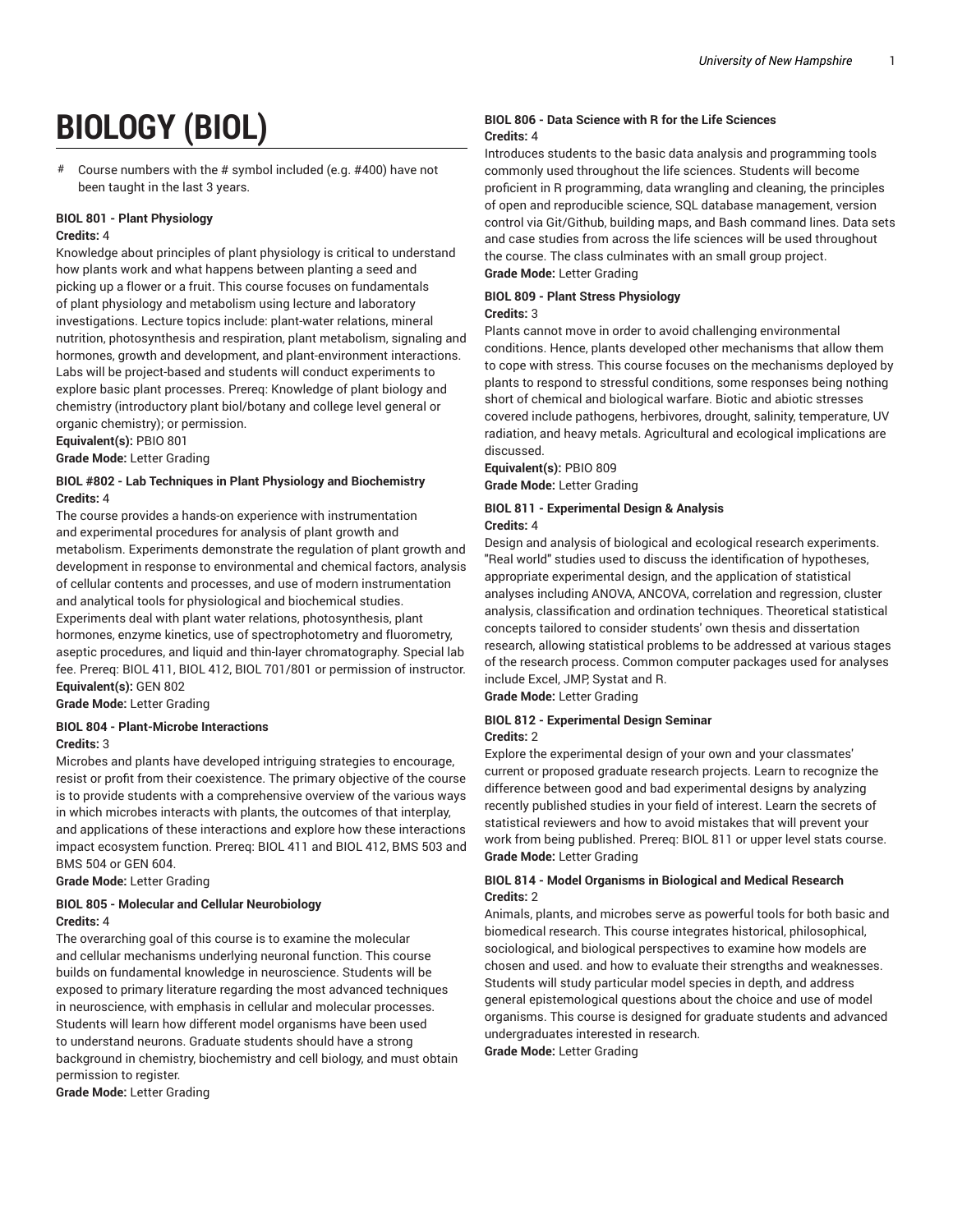# BIOLOGY (BIOL)

# Course numbers with the # symbol included (e.g. #400) have not been taught in the last 3 years.

### BIOL 801 - Plant Physiology

**Credits:** 4

Knowledge about principles of plant physiology is critical to understand how plants work and what happens between planting a seed and picking up a flower or a fruit. This course focuses on fundamentals of plant physiology and metabolism using lecture and laboratory investigations. Lecture topics include: plant-water relations, mineral nutrition, photosynthesis and respiration, plant metabolism, signaling and hormones, growth and development, and plant-environment interactions. Labs will be project-based and students will conduct experiments to explore basic plant processes. Prereq: Knowledge of plant biology and chemistry (introductory plant biol/botany and college level general or organic chemistry); or permission.

**Equivalent(s):** PBIO 801

**Grade Mode:** Letter Grading

### BIOL #802 - Lab Techniques in Plant Physiology and Biochemistry

**Credits:** 4

The course provides a hands-on experience with instrumentation and experimental procedures for analysis of plant growth and metabolism. Experiments demonstrate the regulation of plant growth and development in response to environmental and chemical factors, analysis of cellular contents and processes, and use of modern instrumentation and analytical tools for physiological and biochemical studies. Experiments deal with plant water relations, photosynthesis, plant hormones, enzyme kinetics, use of spectrophotometry and fluorometry, aseptic procedures, and liquid and thin-layer chromatography. Special lab fee. Prereq: BIOL 411, BIOL 412, BIOL 701/801 or permission of instructor.

**Equivalent(s):** GEN 802

**Grade Mode:** Letter Grading

### BIOL 804 - Plant-Microbe Interactions

**Credits:** 3

Microbes and plants have developed intriguing strategies to encourage, resist or profit from their coexistence. The primary objective of the course is to provide students with a comprehensive overview of the various ways in which microbes interacts with plants, the outcomes of that interplay, and applications of these interactions and explore how these interactions impact ecosystem function. Prereq: BIOL 411 and BIOL 412, BMS 503 and BMS 504 or GEN 604.

**Grade Mode:** Letter Grading

### BIOL 805 - Molecular and Cellular Neurobiology

**Credits:** 4

The overarching goal of this course is to examine the molecular and cellular mechanisms underlying neuronal function. This course builds on fundamental knowledge in neuroscience. Students will be exposed to primary literature regarding the most advanced techniques in neuroscience, with emphasis in cellular and molecular processes. Students will learn how different model organisms have been used to understand neurons. Graduate students should have a strong background in chemistry, biochemistry and cell biology, and must obtain permission to register.

**Grade Mode:** Letter Grading

### BIOL 806 - Data Science with R for the Life Sciences

**Credits:** 4

Introduces students to the basic data analysis and programming tools commonly used throughout the life sciences. Students will become proficient in R programming, data wrangling and cleaning, the principles of open and reproducible science, SQL database management, version control via Git/Github, building maps, and Bash command lines. Data sets and case studies from across the life sciences will be used throughout the course. The class culminates with an small group project.

**Grade Mode:** Letter Grading

### BIOL 809 - Plant Stress Physiology

**Credits:** 3

Plants cannot move in order to avoid challenging environmental conditions. Hence, plants developed other mechanisms that allow them to cope with stress. This course focuses on the mechanisms deployed by plants to respond to stressful conditions, some responses being nothing short of chemical and biological warfare. Biotic and abiotic stresses covered include pathogens, herbivores, drought, salinity, temperature, UV radiation, and heavy metals. Agricultural and ecological implications are discussed.

**Equivalent(s):** PBIO 809

**Grade Mode:** Letter Grading

### BIOL 811 - Experimental Design & Analysis

**Credits:** 4

Design and analysis of biological and ecological research experiments. "Real world" studies used to discuss the identification of hypotheses, appropriate experimental design, and the application of statistical analyses including ANOVA, ANCOVA, correlation and regression, cluster analysis, classification and ordination techniques. Theoretical statistical concepts tailored to consider students' own thesis and dissertation research, allowing statistical problems to be addressed at various stages of the research process. Common computer packages used for analyses include Excel, JMP, Systat and R.

**Grade Mode:** Letter Grading

### BIOL 812 - Experimental Design Seminar

**Credits:** 2

Explore the experimental design of your own and your classmates' current or proposed graduate research projects. Learn to recognize the difference between good and bad experimental designs by analyzing recently published studies in your field of interest. Learn the secrets of statistical reviewers and how to avoid mistakes that will prevent your work from being published. Prereq: BIOL 811 or upper level stats course.

**Grade Mode:** Letter Grading

### BIOL 814 - Model Organisms in Biological and Medical Research

**Credits:** 2

Animals, plants, and microbes serve as powerful tools for both basic and biomedical research. This course integrates historical, philosophical, sociological, and biological perspectives to examine how models are chosen and used. and how to evaluate their strengths and weaknesses. Students will study particular model species in depth, and address general epistemological questions about the choice and use of model organisms. This course is designed for graduate students and advanced undergraduates interested in research.

**Grade Mode:** Letter Grading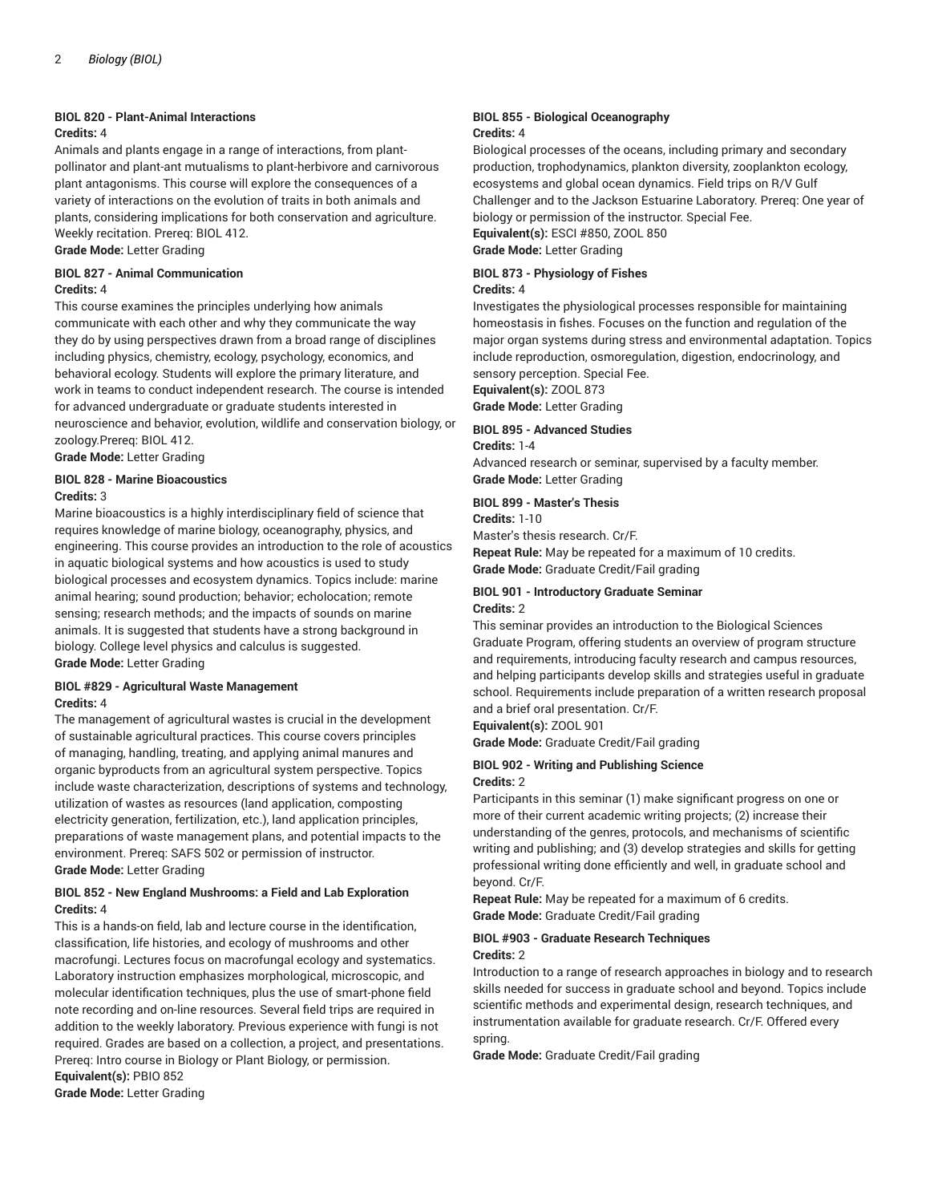### BIOL 820 - Plant-Animal Interactions

**Credits:** 4

Animals and plants engage in a range of interactions, from plant-pollinator and plant-ant mutualisms to plant-herbivore and carnivorous plant antagonisms. This course will explore the consequences of a variety of interactions on the evolution of traits in both animals and plants, considering implications for both conservation and agriculture. Weekly recitation. Prereq: BIOL 412.

**Grade Mode:** Letter Grading

### BIOL 827 - Animal Communication

**Credits:** 4

This course examines the principles underlying how animals communicate with each other and why they communicate the way they do by using perspectives drawn from a broad range of disciplines including physics, chemistry, ecology, psychology, economics, and behavioral ecology. Students will explore the primary literature, and work in teams to conduct independent research. The course is intended for advanced undergraduate or graduate students interested in neuroscience and behavior, evolution, wildlife and conservation biology, or zoology.Prereq: BIOL 412.

**Grade Mode:** Letter Grading

### BIOL 828 - Marine Bioacoustics

**Credits:** 3

Marine bioacoustics is a highly interdisciplinary field of science that requires knowledge of marine biology, oceanography, physics, and engineering. This course provides an introduction to the role of acoustics in aquatic biological systems and how acoustics is used to study biological processes and ecosystem dynamics. Topics include: marine animal hearing; sound production; behavior; echolocation; remote sensing; research methods; and the impacts of sounds on marine animals. It is suggested that students have a strong background in biology. College level physics and calculus is suggested.

**Grade Mode:** Letter Grading

### BIOL #829 - Agricultural Waste Management

**Credits:** 4

The management of agricultural wastes is crucial in the development of sustainable agricultural practices. This course covers principles of managing, handling, treating, and applying animal manures and organic byproducts from an agricultural system perspective. Topics include waste characterization, descriptions of systems and technology, utilization of wastes as resources (land application, composting electricity generation, fertilization, etc.), land application principles, preparations of waste management plans, and potential impacts to the environment. Prereq: SAFS 502 or permission of instructor.

**Grade Mode:** Letter Grading

### BIOL 852 - New England Mushrooms: a Field and Lab Exploration

**Credits:** 4

This is a hands-on field, lab and lecture course in the identification, classification, life histories, and ecology of mushrooms and other macrofungi. Lectures focus on macrofungal ecology and systematics. Laboratory instruction emphasizes morphological, microscopic, and molecular identification techniques, plus the use of smart-phone field note recording and on-line resources. Several field trips are required in addition to the weekly laboratory. Previous experience with fungi is not required. Grades are based on a collection, a project, and presentations. Prereq: Intro course in Biology or Plant Biology, or permission.

**Equivalent(s):** PBIO 852

**Grade Mode:** Letter Grading

### BIOL 855 - Biological Oceanography

**Credits:** 4

Biological processes of the oceans, including primary and secondary production, trophodynamics, plankton diversity, zooplankton ecology, ecosystems and global ocean dynamics. Field trips on R/V Gulf Challenger and to the Jackson Estuarine Laboratory. Prereq: One year of biology or permission of the instructor. Special Fee.

**Equivalent(s):** ESCI #850, ZOOL 850

**Grade Mode:** Letter Grading

### BIOL 873 - Physiology of Fishes

**Credits:** 4

Investigates the physiological processes responsible for maintaining homeostasis in fishes. Focuses on the function and regulation of the major organ systems during stress and environmental adaptation. Topics include reproduction, osmoregulation, digestion, endocrinology, and sensory perception. Special Fee.

**Equivalent(s):** ZOOL 873

**Grade Mode:** Letter Grading

### BIOL 895 - Advanced Studies

**Credits:** 1-4

Advanced research or seminar, supervised by a faculty member.

**Grade Mode:** Letter Grading

### BIOL 899 - Master's Thesis

**Credits:** 1-10

Master's thesis research. Cr/F.

**Repeat Rule:** May be repeated for a maximum of 10 credits.

**Grade Mode:** Graduate Credit/Fail grading

### BIOL 901 - Introductory Graduate Seminar

**Credits:** 2

This seminar provides an introduction to the Biological Sciences Graduate Program, offering students an overview of program structure and requirements, introducing faculty research and campus resources, and helping participants develop skills and strategies useful in graduate school. Requirements include preparation of a written research proposal and a brief oral presentation. Cr/F.

**Equivalent(s):** ZOOL 901

**Grade Mode:** Graduate Credit/Fail grading

### BIOL 902 - Writing and Publishing Science

**Credits:** 2

Participants in this seminar (1) make significant progress on one or more of their current academic writing projects; (2) increase their understanding of the genres, protocols, and mechanisms of scientific writing and publishing; and (3) develop strategies and skills for getting professional writing done efficiently and well, in graduate school and beyond. Cr/F.

**Repeat Rule:** May be repeated for a maximum of 6 credits.

**Grade Mode:** Graduate Credit/Fail grading

### BIOL #903 - Graduate Research Techniques

**Credits:** 2

Introduction to a range of research approaches in biology and to research skills needed for success in graduate school and beyond. Topics include scientific methods and experimental design, research techniques, and instrumentation available for graduate research. Cr/F. Offered every spring.

**Grade Mode:** Graduate Credit/Fail grading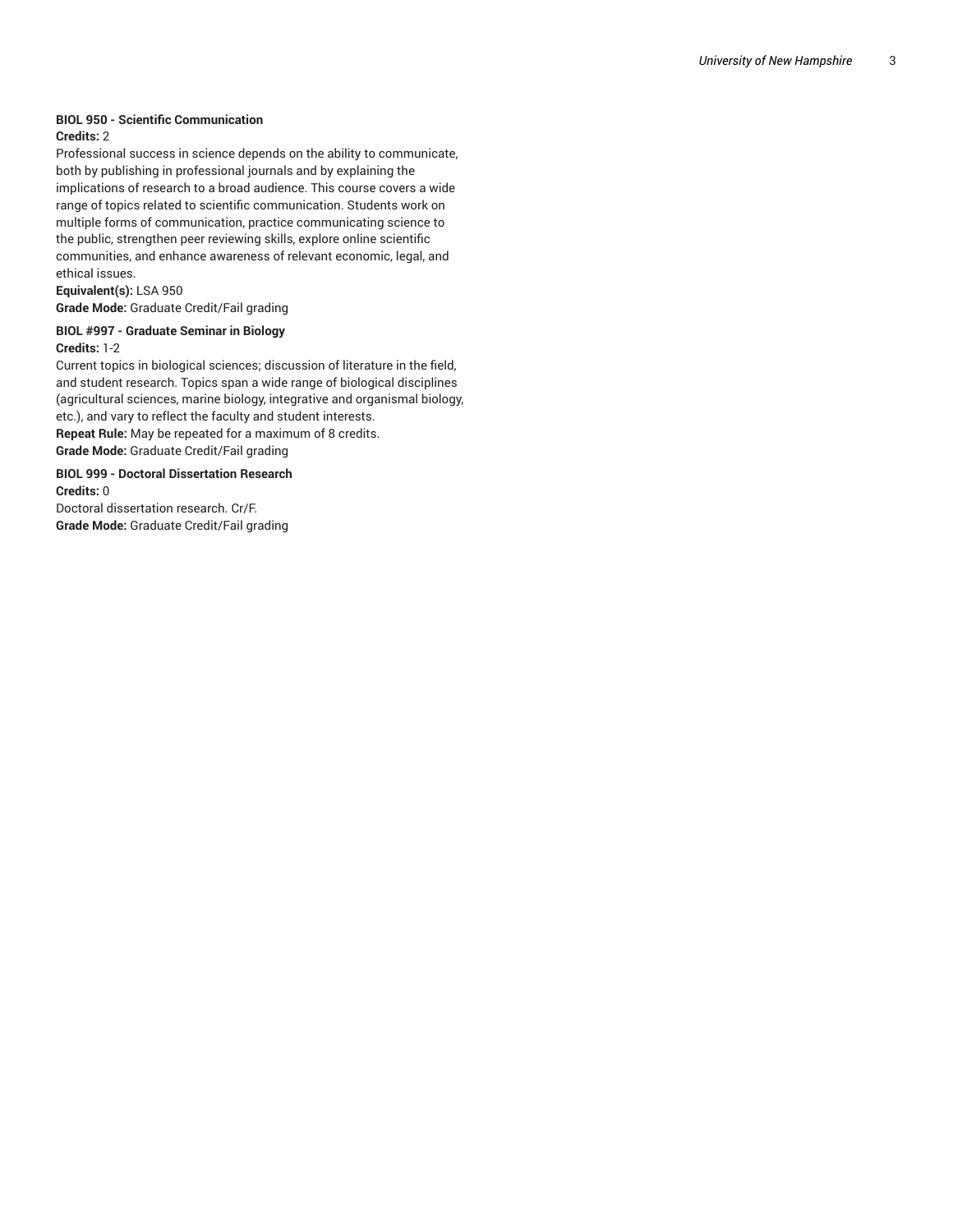**BIOL 950 - Scientific Communication**

**Credits:** 2

Professional success in science depends on the ability to communicate, both by publishing in professional journals and by explaining the implications of research to a broad audience. This course covers a wide range of topics related to scientific communication. Students work on multiple forms of communication, practice communicating science to the public, strengthen peer reviewing skills, explore online scientific communities, and enhance awareness of relevant economic, legal, and ethical issues.

**Equivalent(s):** LSA 950

**Grade Mode:** Graduate Credit/Fail grading

**BIOL #997 - Graduate Seminar in Biology**

**Credits:** 1-2

Current topics in biological sciences; discussion of literature in the field, and student research. Topics span a wide range of biological disciplines (agricultural sciences, marine biology, integrative and organismal biology, etc.), and vary to reflect the faculty and student interests.

**Repeat Rule:** May be repeated for a maximum of 8 credits.

**Grade Mode:** Graduate Credit/Fail grading

**BIOL 999 - Doctoral Dissertation Research**

**Credits:** 0

Doctoral dissertation research. Cr/F.

**Grade Mode:** Graduate Credit/Fail grading